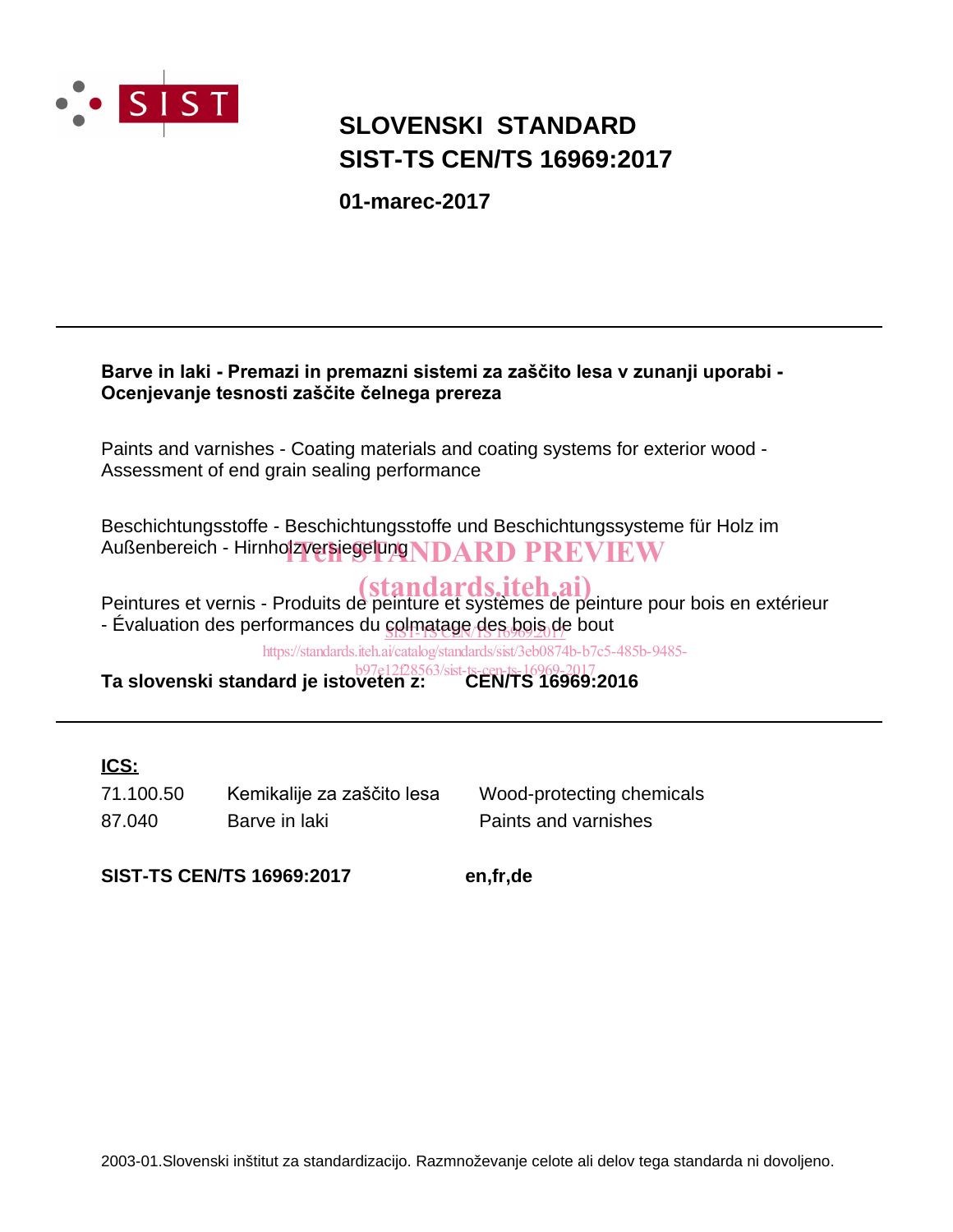# SLOVENSKI STANDARD
# SIST-TS CEN/TS 16969:2017

**01-marec-2017**

---

**Barve in laki - Premazi in premazni sistemi za zaščito lesa v zunanji uporabi - Ocenjevanje tesnosti zaščite čelnega prereza**

Paints and varnishes - Coating materials and coating systems for exterior wood - Assessment of end grain sealing performance

Beschichtungsstoffe - Beschichtungsstoffe und Beschichtungssysteme für Holz im Außenbereich - Hirnholzversiegelung

Peintures et vernis - Produits de peinture et systèmes de peinture pour bois en extérieur - Évaluation des performances du colmatage des bois de bout

**Ta slovenski standard je istoveten z: CEN/TS 16969:2016**

---

**ICS:**

| | | |
|---|---|---|
| 71.100.50 | Kemikalije za zaščito lesa | Wood-protecting chemicals |
| 87.040 | Barve in laki | Paints and varnishes |

**SIST-TS CEN/TS 16969:2017** **en,fr,de**

2003-01.Slovenski inštitut za standardizacijo. Razmnoževanje celote ali delov tega standarda ni dovoljeno.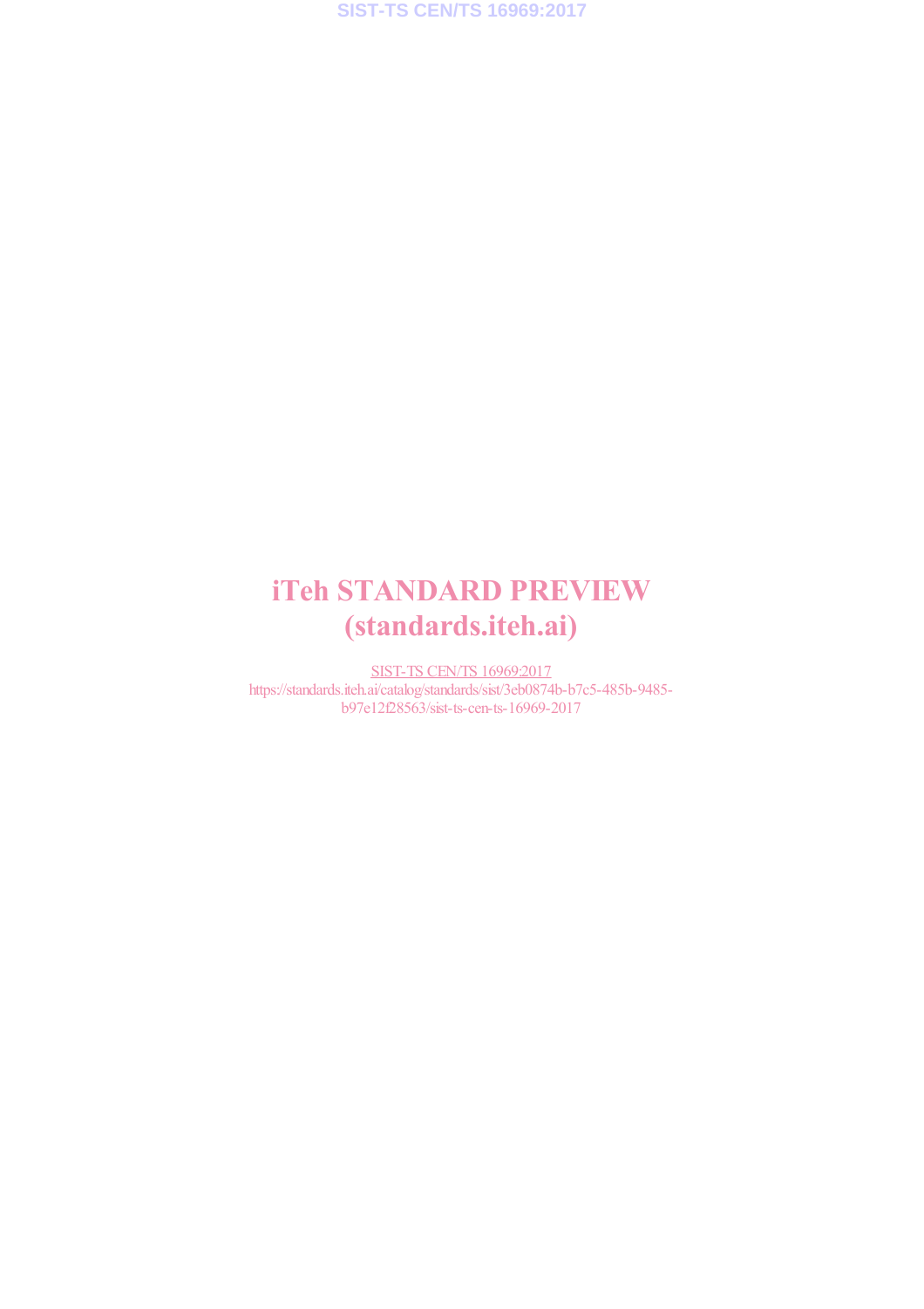# iTeh STANDARD PREVIEW
# (standards.iteh.ai)

SIST-TS CEN/TS 16969:2017
https://standards.iteh.ai/catalog/standards/sist/3eb0874b-b7c5-485b-9485-b97e12f28563/sist-ts-cen-ts-16969-2017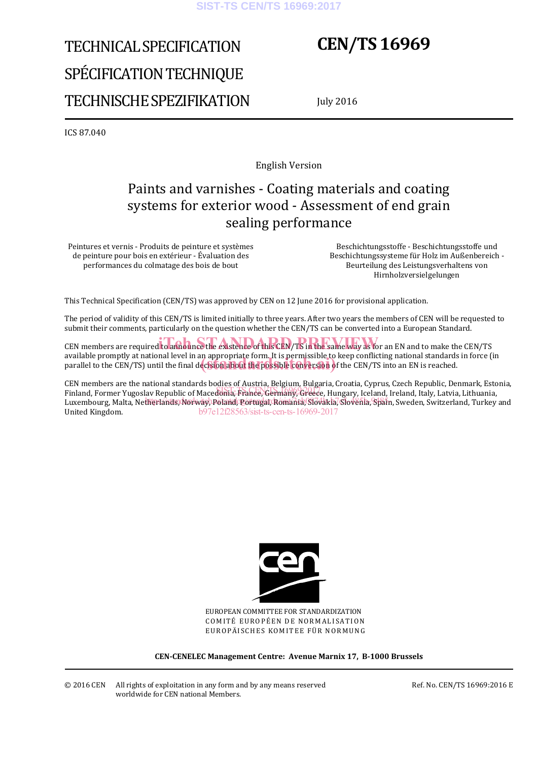# TECHNICAL SPECIFICATION

# SPÉCIFICATION TECHNIQUE

# TECHNISCHE SPEZIFIKATION

# CEN/TS 16969

July 2016

ICS 87.040

English Version

## Paints and varnishes - Coating materials and coating systems for exterior wood - Assessment of end grain sealing performance

Peintures et vernis - Produits de peinture et systèmes de peinture pour bois en extérieur - Évaluation des performances du colmatage des bois de bout

Beschichtungsstoffe - Beschichtungsstoffe und Beschichtungssysteme für Holz im Außenbereich - Beurteilung des Leistungsverhaltens von Hirnholzversiegelungen

This Technical Specification (CEN/TS) was approved by CEN on 12 June 2016 for provisional application.

The period of validity of this CEN/TS is limited initially to three years. After two years the members of CEN will be requested to submit their comments, particularly on the question whether the CEN/TS can be converted into a European Standard.

CEN members are required to announce the existence of this CEN/TS in the same way as for an EN and to make the CEN/TS available promptly at national level in an appropriate form. It is permissible to keep conflicting national standards in force (in parallel to the CEN/TS) until the final decision about the possible conversion of the CEN/TS into an EN is reached.

CEN members are the national standards bodies of Austria, Belgium, Bulgaria, Croatia, Cyprus, Czech Republic, Denmark, Estonia, Finland, Former Yugoslav Republic of Macedonia, France, Germany, Greece, Hungary, Iceland, Ireland, Italy, Latvia, Lithuania, Luxembourg, Malta, Netherlands, Norway, Poland, Portugal, Romania, Slovakia, Slovenia, Spain, Sweden, Switzerland, Turkey and United Kingdom.

EUROPEAN COMMITTEE FOR STANDARDIZATION
COMITÉ EUROPÉEN DE NORMALISATION
EUROPÄISCHES KOMITEE FÜR NORMUNG

**CEN-CENELEC Management Centre: Avenue Marnix 17, B-1000 Brussels**

© 2016 CEN All rights of exploitation in any form and by any means reserved worldwide for CEN national Members.

Ref. No. CEN/TS 16969:2016 E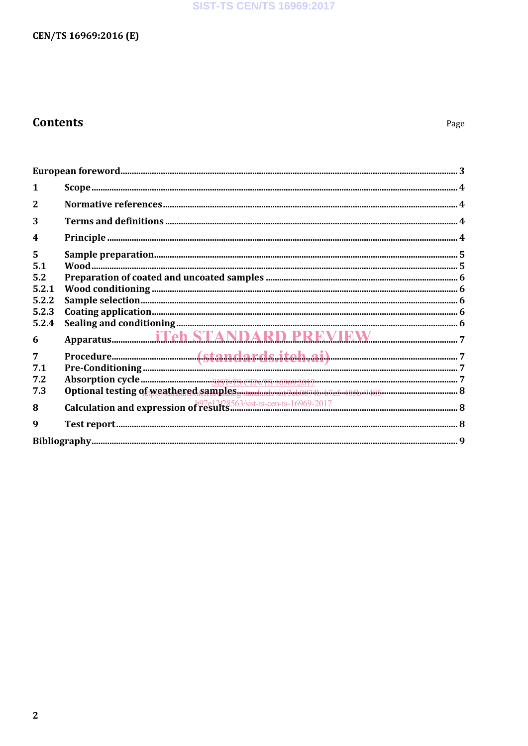## Contents

Page

| | | |
|---|---|---|
| European foreword | | 3 |
| 1 | Scope | 4 |
| 2 | Normative references | 4 |
| 3 | Terms and definitions | 4 |
| 4 | Principle | 4 |
| 5 | Sample preparation | 5 |
| 5.1 | Wood | 5 |
| 5.2 | Preparation of coated and uncoated samples | 6 |
| 5.2.1 | Wood conditioning | 6 |
| 5.2.2 | Sample selection | 6 |
| 5.2.3 | Coating application | 6 |
| 5.2.4 | Sealing and conditioning | 6 |
| 6 | Apparatus | 7 |
| 7 | Procedure | 7 |
| 7.1 | Pre-Conditioning | 7 |
| 7.2 | Absorption cycle | 7 |
| 7.3 | Optional testing of weathered samples | 8 |
| 8 | Calculation and expression of results | 8 |
| 9 | Test report | 8 |
| Bibliography | | 9 |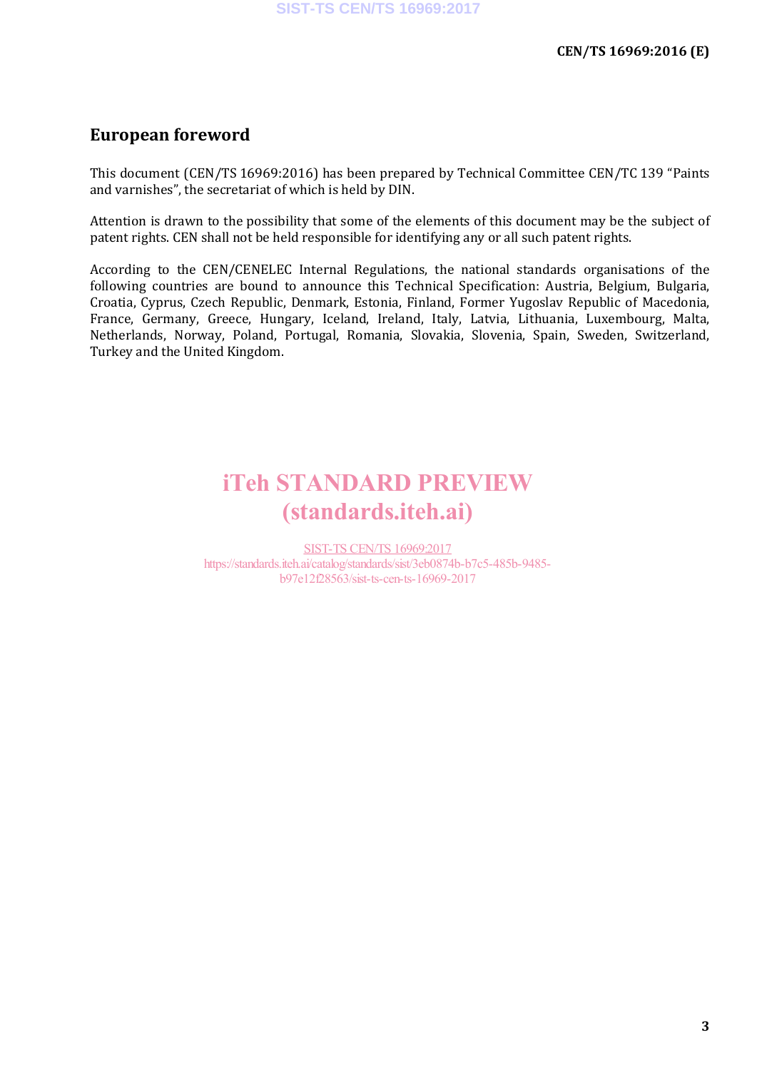# European foreword

This document (CEN/TS 16969:2016) has been prepared by Technical Committee CEN/TC 139 “Paints and varnishes”, the secretariat of which is held by DIN.

Attention is drawn to the possibility that some of the elements of this document may be the subject of patent rights. CEN shall not be held responsible for identifying any or all such patent rights.

According to the CEN/CENELEC Internal Regulations, the national standards organisations of the following countries are bound to announce this Technical Specification: Austria, Belgium, Bulgaria, Croatia, Cyprus, Czech Republic, Denmark, Estonia, Finland, Former Yugoslav Republic of Macedonia, France, Germany, Greece, Hungary, Iceland, Ireland, Italy, Latvia, Lithuania, Luxembourg, Malta, Netherlands, Norway, Poland, Portugal, Romania, Slovakia, Slovenia, Spain, Sweden, Switzerland, Turkey and the United Kingdom.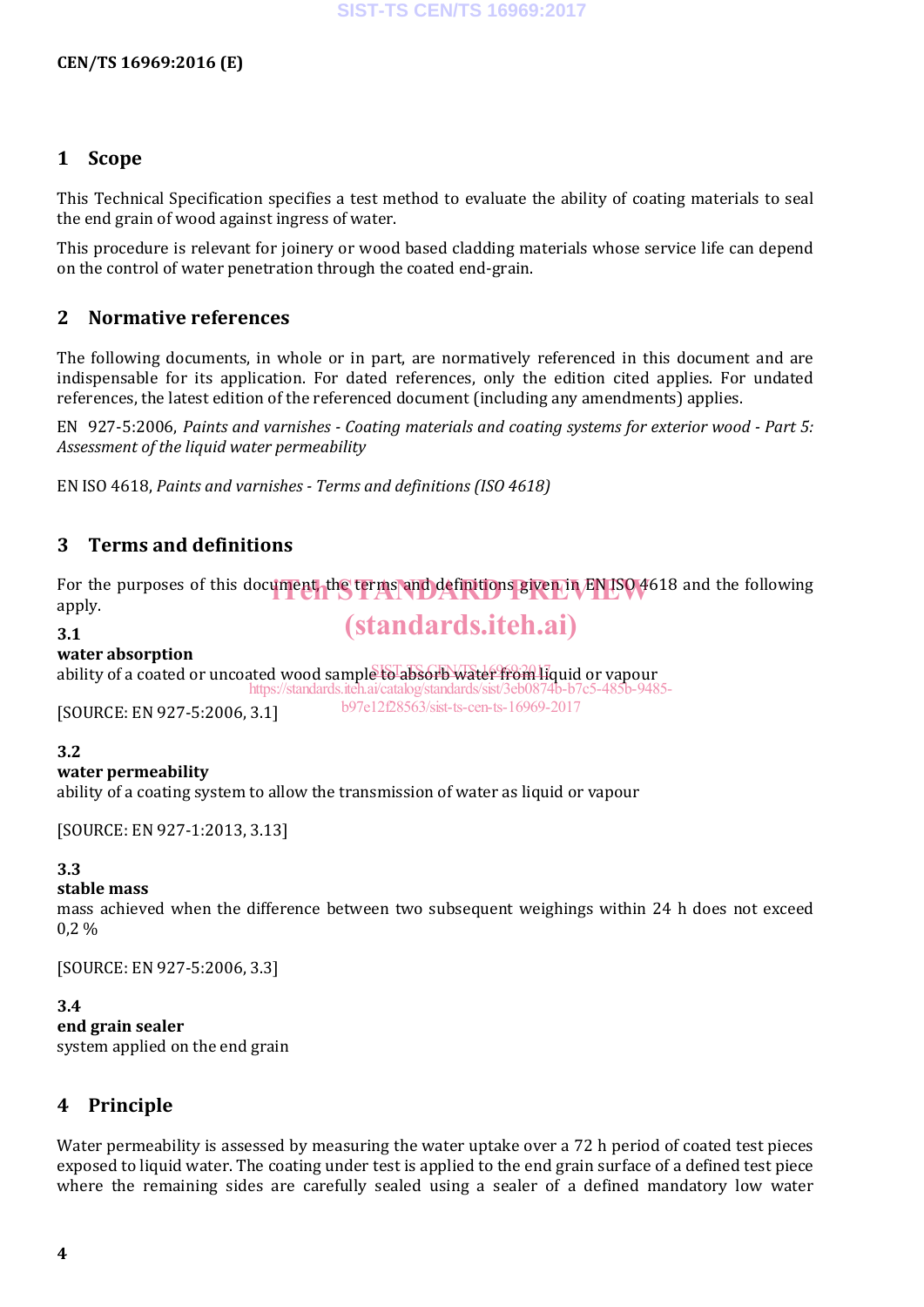## 1 Scope

This Technical Specification specifies a test method to evaluate the ability of coating materials to seal the end grain of wood against ingress of water.

This procedure is relevant for joinery or wood based cladding materials whose service life can depend on the control of water penetration through the coated end-grain.

## 2 Normative references

The following documents, in whole or in part, are normatively referenced in this document and are indispensable for its application. For dated references, only the edition cited applies. For undated references, the latest edition of the referenced document (including any amendments) applies.

EN 927-5:2006, *Paints and varnishes - Coating materials and coating systems for exterior wood - Part 5: Assessment of the liquid water permeability*

EN ISO 4618, *Paints and varnishes - Terms and definitions (ISO 4618)*

## 3 Terms and definitions

For the purposes of this document, the terms and definitions given in EN ISO 4618 and the following apply.

**3.1**
**water absorption**
ability of a coated or uncoated wood sample to absorb water from liquid or vapour

[SOURCE: EN 927-5:2006, 3.1]

**3.2**
**water permeability**
ability of a coating system to allow the transmission of water as liquid or vapour

[SOURCE: EN 927-1:2013, 3.13]

**3.3**
**stable mass**
mass achieved when the difference between two subsequent weighings within 24 h does not exceed 0,2 %

[SOURCE: EN 927-5:2006, 3.3]

**3.4**
**end grain sealer**
system applied on the end grain

## 4 Principle

Water permeability is assessed by measuring the water uptake over a 72 h period of coated test pieces exposed to liquid water. The coating under test is applied to the end grain surface of a defined test piece where the remaining sides are carefully sealed using a sealer of a defined mandatory low water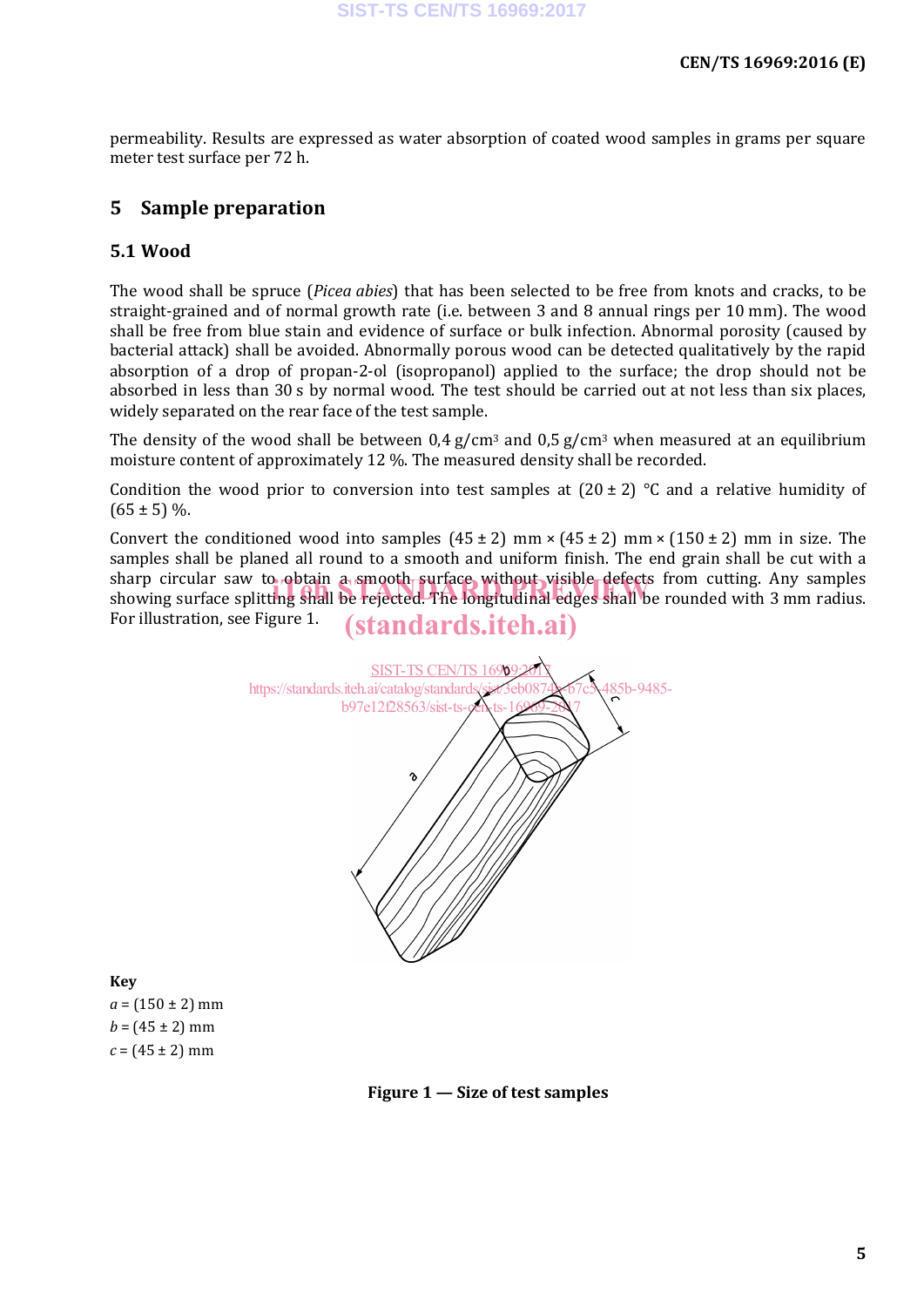permeability. Results are expressed as water absorption of coated wood samples in grams per square meter test surface per 72 h.

## 5 Sample preparation

### 5.1 Wood

The wood shall be spruce (*Picea abies*) that has been selected to be free from knots and cracks, to be straight-grained and of normal growth rate (i.e. between 3 and 8 annual rings per 10 mm). The wood shall be free from blue stain and evidence of surface or bulk infection. Abnormal porosity (caused by bacterial attack) shall be avoided. Abnormally porous wood can be detected qualitatively by the rapid absorption of a drop of propan-2-ol (isopropanol) applied to the surface; the drop should not be absorbed in less than 30 s by normal wood. The test should be carried out at not less than six places, widely separated on the rear face of the test sample.

The density of the wood shall be between 0,4 g/cm$^3$ and 0,5 g/cm$^3$ when measured at an equilibrium moisture content of approximately 12 %. The measured density shall be recorded.

Condition the wood prior to conversion into test samples at (20 ± 2) °C and a relative humidity of (65 ± 5) %.

Convert the conditioned wood into samples (45 ± 2) mm × (45 ± 2) mm × (150 ± 2) mm in size. The samples shall be planed all round to a smooth and uniform finish. The end grain shall be cut with a sharp circular saw to obtain a smooth surface without visible defects from cutting. Any samples showing surface splitting shall be rejected. The longitudinal edges shall be rounded with 3 mm radius. For illustration, see Figure 1.

**Key**

*a* = (150 ± 2) mm

*b* = (45 ± 2) mm

*c* = (45 ± 2) mm

**Figure 1 — Size of test samples**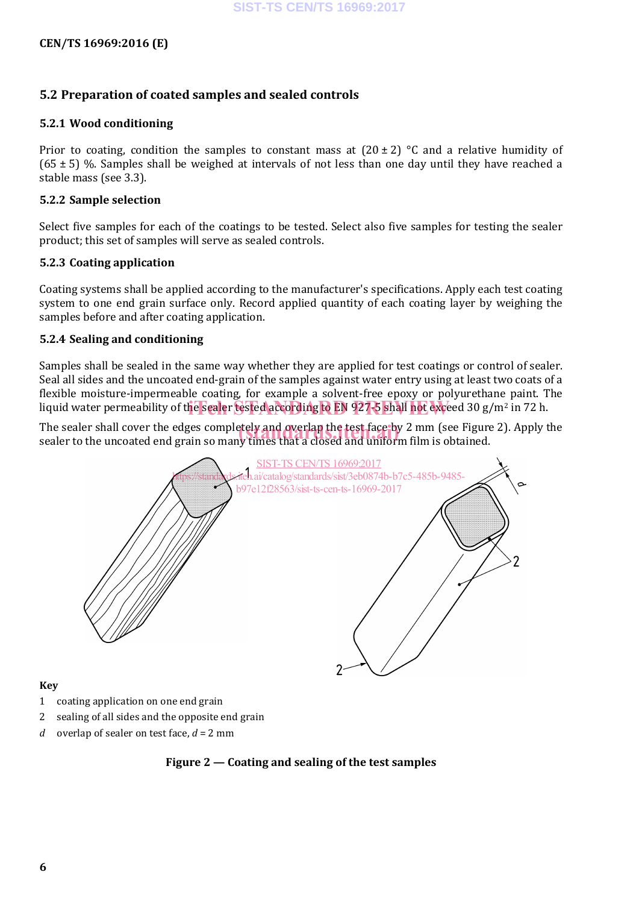## 5.2 Preparation of coated samples and sealed controls

### 5.2.1 Wood conditioning

Prior to coating, condition the samples to constant mass at (20 ± 2) °C and a relative humidity of (65 ± 5) %. Samples shall be weighed at intervals of not less than one day until they have reached a stable mass (see 3.3).

### 5.2.2 Sample selection

Select five samples for each of the coatings to be tested. Select also five samples for testing the sealer product; this set of samples will serve as sealed controls.

### 5.2.3 Coating application

Coating systems shall be applied according to the manufacturer's specifications. Apply each test coating system to one end grain surface only. Record applied quantity of each coating layer by weighing the samples before and after coating application.

### 5.2.4 Sealing and conditioning

Samples shall be sealed in the same way whether they are applied for test coatings or control of sealer. Seal all sides and the uncoated end-grain of the samples against water entry using at least two coats of a flexible moisture-impermeable coating, for example a solvent-free epoxy or polyurethane paint. The liquid water permeability of the sealer tested according to EN 927-5 shall not exceed 30 g/m$^2$ in 72 h.

The sealer shall cover the edges completely and overlap the test face by 2 mm (see Figure 2). Apply the sealer to the uncoated end grain so many times that a closed and uniform film is obtained.

**Key**

1 coating application on one end grain

2 sealing of all sides and the opposite end grain

*d* overlap of sealer on test face, $d$ = 2 mm

**Figure 2 — Coating and sealing of the test samples**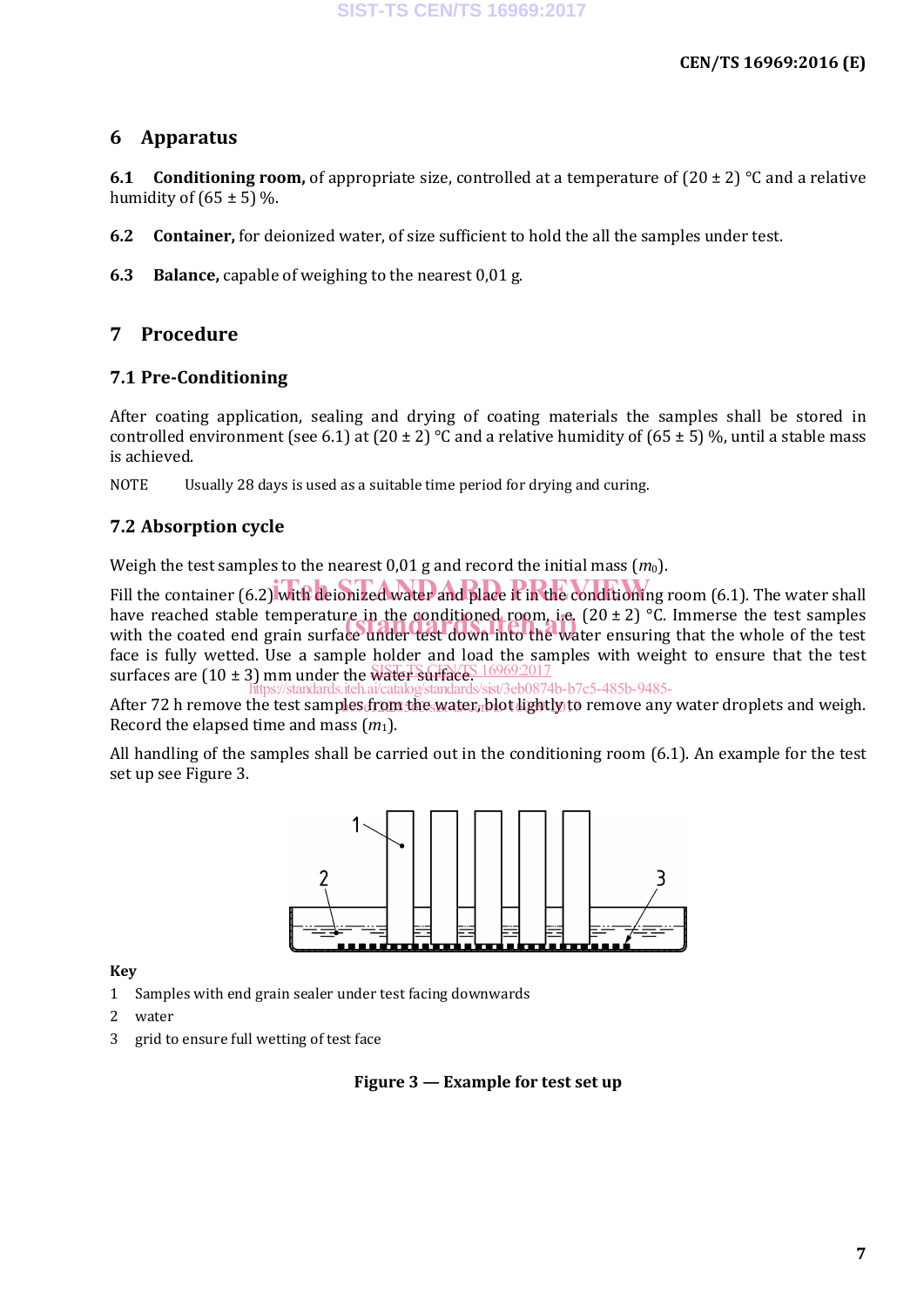## 6 Apparatus

**6.1 Conditioning room,** of appropriate size, controlled at a temperature of (20 ± 2) °C and a relative humidity of (65 ± 5) %.

**6.2 Container,** for deionized water, of size sufficient to hold the all the samples under test.

**6.3 Balance,** capable of weighing to the nearest 0,01 g.

## 7 Procedure

### 7.1 Pre-Conditioning

After coating application, sealing and drying of coating materials the samples shall be stored in controlled environment (see 6.1) at (20 ± 2) °C and a relative humidity of (65 ± 5) %, until a stable mass is achieved.

NOTE Usually 28 days is used as a suitable time period for drying and curing.

### 7.2 Absorption cycle

Weigh the test samples to the nearest 0,01 g and record the initial mass ($m_0$).

Fill the container (6.2) with deionized water and place it in the conditioning room (6.1). The water shall have reached stable temperature in the conditioned room, i.e. (20 ± 2) °C. Immerse the test samples with the coated end grain surface under test down into the water ensuring that the whole of the test face is fully wetted. Use a sample holder and load the samples with weight to ensure that the test surfaces are (10 ± 3) mm under the water surface.

After 72 h remove the test samples from the water, blot lightly to remove any water droplets and weigh. Record the elapsed time and mass ($m_1$).

All handling of the samples shall be carried out in the conditioning room (6.1). An example for the test set up see Figure 3.

1

2

3

**Key**

1 Samples with end grain sealer under test facing downwards

2 water

3 grid to ensure full wetting of test face

**Figure 3 — Example for test set up**